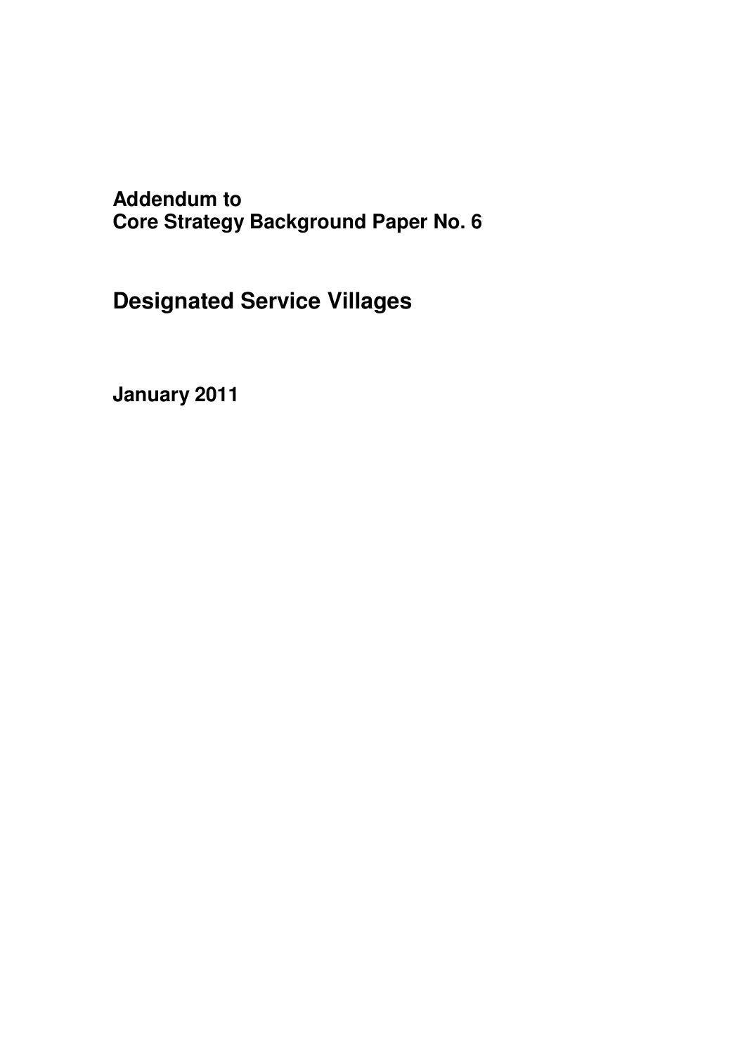**Addendum to**
**Core Strategy Background Paper No. 6**

# Designated Service Villages

**January 2011**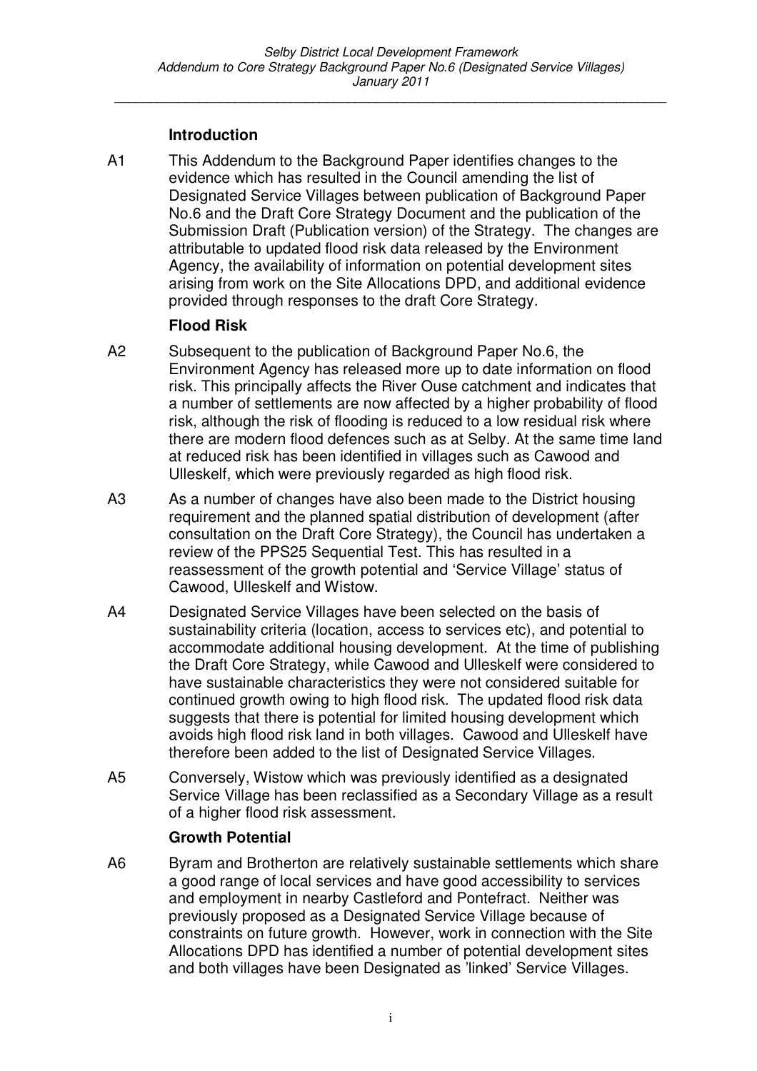## Introduction

A1 This Addendum to the Background Paper identifies changes to the evidence which has resulted in the Council amending the list of Designated Service Villages between publication of Background Paper No.6 and the Draft Core Strategy Document and the publication of the Submission Draft (Publication version) of the Strategy. The changes are attributable to updated flood risk data released by the Environment Agency, the availability of information on potential development sites arising from work on the Site Allocations DPD, and additional evidence provided through responses to the draft Core Strategy.

## Flood Risk

A2 Subsequent to the publication of Background Paper No.6, the Environment Agency has released more up to date information on flood risk. This principally affects the River Ouse catchment and indicates that a number of settlements are now affected by a higher probability of flood risk, although the risk of flooding is reduced to a low residual risk where there are modern flood defences such as at Selby. At the same time land at reduced risk has been identified in villages such as Cawood and Ulleskelf, which were previously regarded as high flood risk.

A3 As a number of changes have also been made to the District housing requirement and the planned spatial distribution of development (after consultation on the Draft Core Strategy), the Council has undertaken a review of the PPS25 Sequential Test. This has resulted in a reassessment of the growth potential and 'Service Village' status of Cawood, Ulleskelf and Wistow.

A4 Designated Service Villages have been selected on the basis of sustainability criteria (location, access to services etc), and potential to accommodate additional housing development. At the time of publishing the Draft Core Strategy, while Cawood and Ulleskelf were considered to have sustainable characteristics they were not considered suitable for continued growth owing to high flood risk. The updated flood risk data suggests that there is potential for limited housing development which avoids high flood risk land in both villages. Cawood and Ulleskelf have therefore been added to the list of Designated Service Villages.

A5 Conversely, Wistow which was previously identified as a designated Service Village has been reclassified as a Secondary Village as a result of a higher flood risk assessment.

## Growth Potential

A6 Byram and Brotherton are relatively sustainable settlements which share a good range of local services and have good accessibility to services and employment in nearby Castleford and Pontefract. Neither was previously proposed as a Designated Service Village because of constraints on future growth. However, work in connection with the Site Allocations DPD has identified a number of potential development sites and both villages have been Designated as 'linked' Service Villages.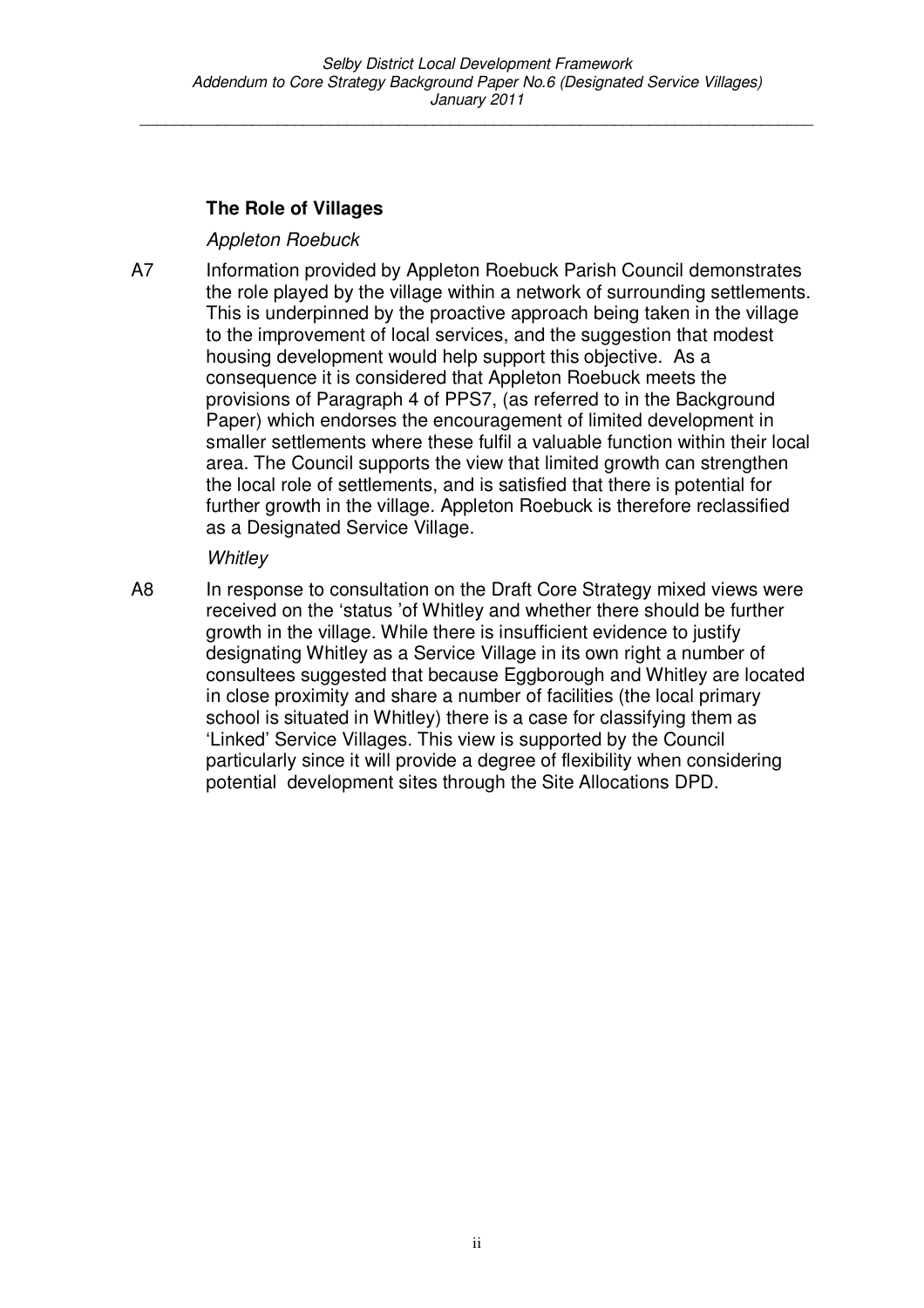### The Role of Villages

*Appleton Roebuck*

A7 Information provided by Appleton Roebuck Parish Council demonstrates the role played by the village within a network of surrounding settlements. This is underpinned by the proactive approach being taken in the village to the improvement of local services, and the suggestion that modest housing development would help support this objective. As a consequence it is considered that Appleton Roebuck meets the provisions of Paragraph 4 of PPS7, (as referred to in the Background Paper) which endorses the encouragement of limited development in smaller settlements where these fulfil a valuable function within their local area. The Council supports the view that limited growth can strengthen the local role of settlements, and is satisfied that there is potential for further growth in the village. Appleton Roebuck is therefore reclassified as a Designated Service Village.

*Whitley*

A8 In response to consultation on the Draft Core Strategy mixed views were received on the 'status 'of Whitley and whether there should be further growth in the village. While there is insufficient evidence to justify designating Whitley as a Service Village in its own right a number of consultees suggested that because Eggborough and Whitley are located in close proximity and share a number of facilities (the local primary school is situated in Whitley) there is a case for classifying them as 'Linked' Service Villages. This view is supported by the Council particularly since it will provide a degree of flexibility when considering potential development sites through the Site Allocations DPD.